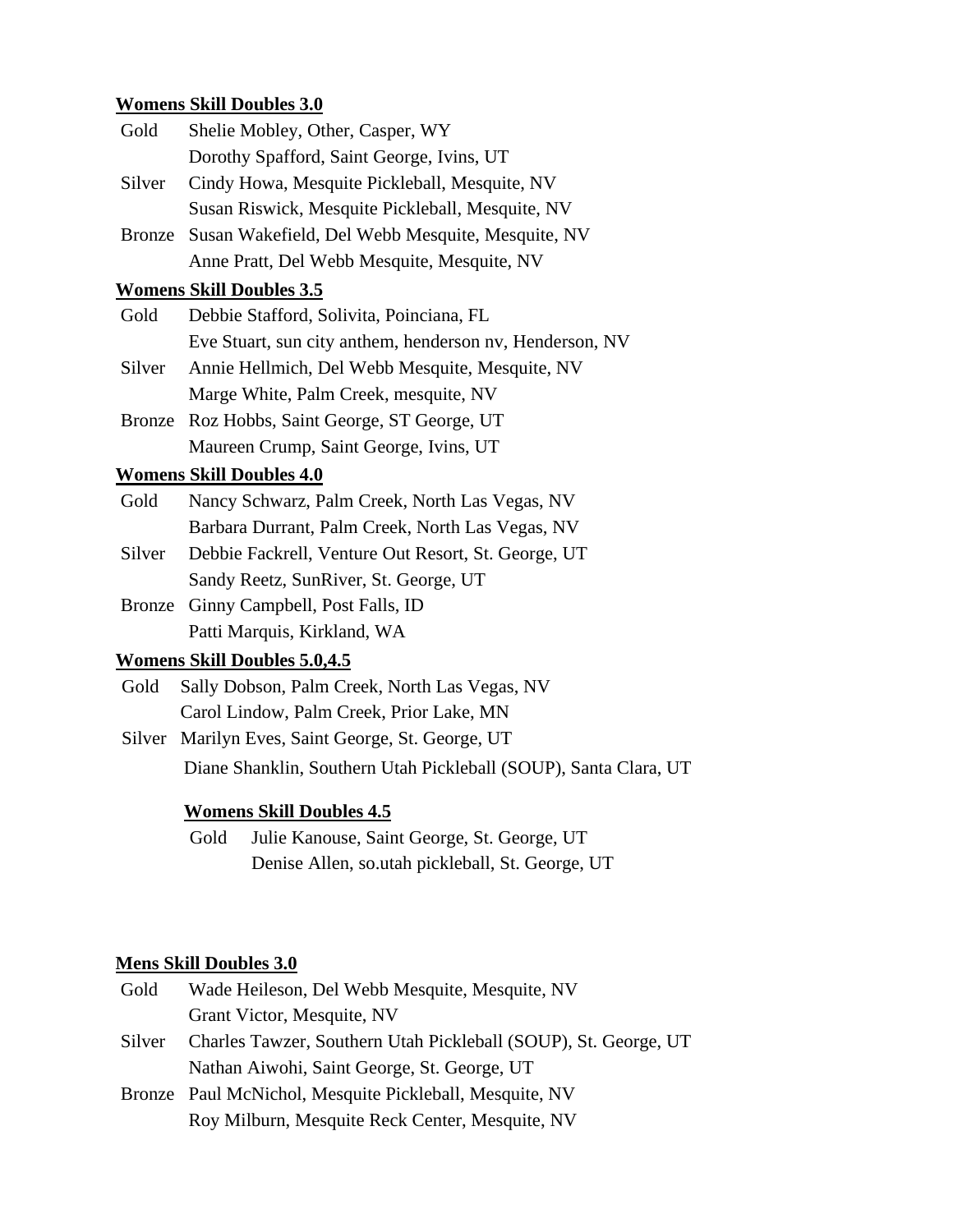**Womens Skill Doubles 3.0**

| | |
|---|---|
| Gold | Shelie Mobley, Other, Casper, WY |
| | Dorothy Spafford, Saint George, Ivins, UT |
| Silver | Cindy Howa, Mesquite Pickleball, Mesquite, NV |
| | Susan Riswick, Mesquite Pickleball, Mesquite, NV |
| Bronze | Susan Wakefield, Del Webb Mesquite, Mesquite, NV |
| | Anne Pratt, Del Webb Mesquite, Mesquite, NV |

**Womens Skill Doubles 3.5**

| | |
|---|---|
| Gold | Debbie Stafford, Solivita, Poinciana, FL |
| | Eve Stuart, sun city anthem, henderson nv, Henderson, NV |
| Silver | Annie Hellmich, Del Webb Mesquite, Mesquite, NV |
| | Marge White, Palm Creek, mesquite, NV |
| Bronze | Roz Hobbs, Saint George, ST George, UT |
| | Maureen Crump, Saint George, Ivins, UT |

**Womens Skill Doubles 4.0**

| | |
|---|---|
| Gold | Nancy Schwarz, Palm Creek, North Las Vegas, NV |
| | Barbara Durrant, Palm Creek, North Las Vegas, NV |
| Silver | Debbie Fackrell, Venture Out Resort, St. George, UT |
| | Sandy Reetz, SunRiver, St. George, UT |
| Bronze | Ginny Campbell, Post Falls, ID |
| | Patti Marquis, Kirkland, WA |

**Womens Skill Doubles 5.0,4.5**

| | |
|---|---|
| Gold | Sally Dobson, Palm Creek, North Las Vegas, NV |
| | Carol Lindow, Palm Creek, Prior Lake, MN |
| Silver | Marilyn Eves, Saint George, St. George, UT |
| | Diane Shanklin, Southern Utah Pickleball (SOUP), Santa Clara, UT |

**Womens Skill Doubles 4.5**

| | |
|---|---|
| Gold | Julie Kanouse, Saint George, St. George, UT |
| | Denise Allen, so.utah pickleball, St. George, UT |

**Mens Skill Doubles 3.0**

| | |
|---|---|
| Gold | Wade Heileson, Del Webb Mesquite, Mesquite, NV |
| | Grant Victor, Mesquite, NV |
| Silver | Charles Tawzer, Southern Utah Pickleball (SOUP), St. George, UT |
| | Nathan Aiwohi, Saint George, St. George, UT |
| Bronze | Paul McNichol, Mesquite Pickleball, Mesquite, NV |
| | Roy Milburn, Mesquite Reck Center, Mesquite, NV |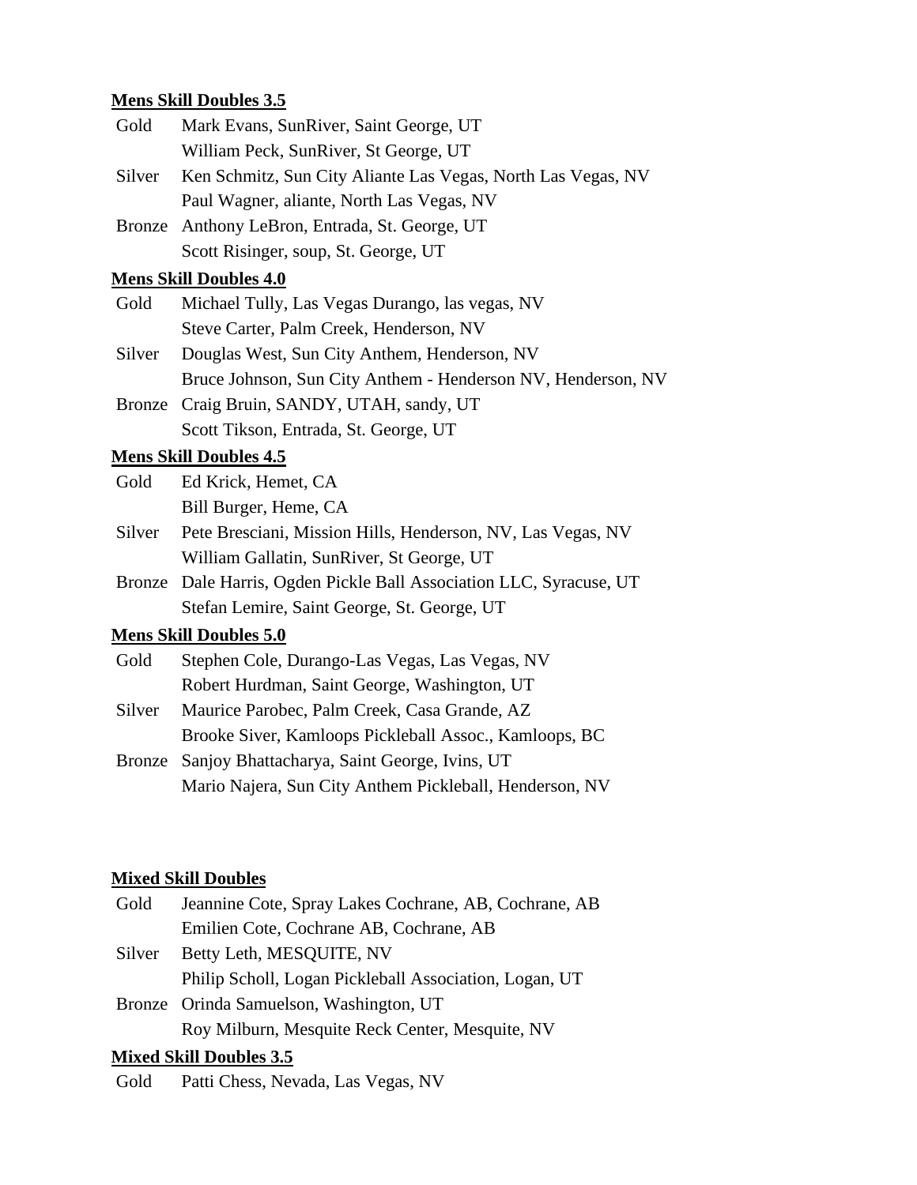**Mens Skill Doubles 3.5**

| | |
|---|---|
| Gold | Mark Evans, SunRiver, Saint George, UT |
| | William Peck, SunRiver, St George, UT |
| Silver | Ken Schmitz, Sun City Aliante Las Vegas, North Las Vegas, NV |
| | Paul Wagner, aliante, North Las Vegas, NV |
| Bronze | Anthony LeBron, Entrada, St. George, UT |
| | Scott Risinger, soup, St. George, UT |

**Mens Skill Doubles 4.0**

| | |
|---|---|
| Gold | Michael Tully, Las Vegas Durango, las vegas, NV |
| | Steve Carter, Palm Creek, Henderson, NV |
| Silver | Douglas West, Sun City Anthem, Henderson, NV |
| | Bruce Johnson, Sun City Anthem - Henderson NV, Henderson, NV |
| Bronze | Craig Bruin, SANDY, UTAH, sandy, UT |
| | Scott Tikson, Entrada, St. George, UT |

**Mens Skill Doubles 4.5**

| | |
|---|---|
| Gold | Ed Krick, Hemet, CA |
| | Bill Burger, Heme, CA |
| Silver | Pete Bresciani, Mission Hills, Henderson, NV, Las Vegas, NV |
| | William Gallatin, SunRiver, St George, UT |
| Bronze | Dale Harris, Ogden Pickle Ball Association LLC, Syracuse, UT |
| | Stefan Lemire, Saint George, St. George, UT |

**Mens Skill Doubles 5.0**

| | |
|---|---|
| Gold | Stephen Cole, Durango-Las Vegas, Las Vegas, NV |
| | Robert Hurdman, Saint George, Washington, UT |
| Silver | Maurice Parobec, Palm Creek, Casa Grande, AZ |
| | Brooke Siver, Kamloops Pickleball Assoc., Kamloops, BC |
| Bronze | Sanjoy Bhattacharya, Saint George, Ivins, UT |
| | Mario Najera, Sun City Anthem Pickleball, Henderson, NV |

**Mixed Skill Doubles**

| | |
|---|---|
| Gold | Jeannine Cote, Spray Lakes Cochrane, AB, Cochrane, AB |
| | Emilien Cote, Cochrane AB, Cochrane, AB |
| Silver | Betty Leth, MESQUITE, NV |
| | Philip Scholl, Logan Pickleball Association, Logan, UT |
| Bronze | Orinda Samuelson, Washington, UT |
| | Roy Milburn, Mesquite Reck Center, Mesquite, NV |

**Mixed Skill Doubles 3.5**

| | |
|---|---|
| Gold | Patti Chess, Nevada, Las Vegas, NV |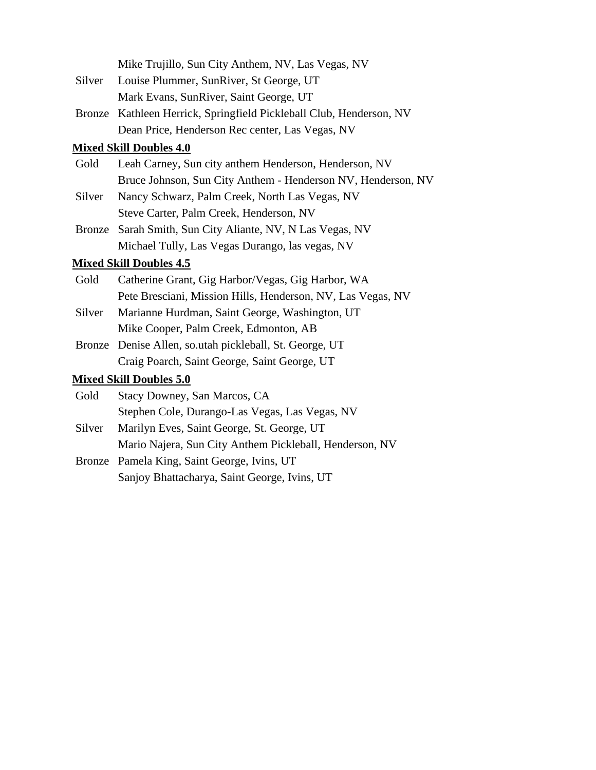| | |
|---|---|
| | Mike Trujillo, Sun City Anthem, NV, Las Vegas, NV |
| Silver | Louise Plummer, SunRiver, St George, UT |
| | Mark Evans, SunRiver, Saint George, UT |
| Bronze | Kathleen Herrick, Springfield Pickleball Club, Henderson, NV |
| | Dean Price, Henderson Rec center, Las Vegas, NV |

**<u>Mixed Skill Doubles 4.0</u>**

| | |
|---|---|
| Gold | Leah Carney, Sun city anthem Henderson, Henderson, NV |
| | Bruce Johnson, Sun City Anthem - Henderson NV, Henderson, NV |
| Silver | Nancy Schwarz, Palm Creek, North Las Vegas, NV |
| | Steve Carter, Palm Creek, Henderson, NV |
| Bronze | Sarah Smith, Sun City Aliante, NV, N Las Vegas, NV |
| | Michael Tully, Las Vegas Durango, las vegas, NV |

**<u>Mixed Skill Doubles 4.5</u>**

| | |
|---|---|
| Gold | Catherine Grant, Gig Harbor/Vegas, Gig Harbor, WA |
| | Pete Bresciani, Mission Hills, Henderson, NV, Las Vegas, NV |
| Silver | Marianne Hurdman, Saint George, Washington, UT |
| | Mike Cooper, Palm Creek, Edmonton, AB |
| Bronze | Denise Allen, so.utah pickleball, St. George, UT |
| | Craig Poarch, Saint George, Saint George, UT |

**<u>Mixed Skill Doubles 5.0</u>**

| | |
|---|---|
| Gold | Stacy Downey, San Marcos, CA |
| | Stephen Cole, Durango-Las Vegas, Las Vegas, NV |
| Silver | Marilyn Eves, Saint George, St. George, UT |
| | Mario Najera, Sun City Anthem Pickleball, Henderson, NV |
| Bronze | Pamela King, Saint George, Ivins, UT |
| | Sanjoy Bhattacharya, Saint George, Ivins, UT |